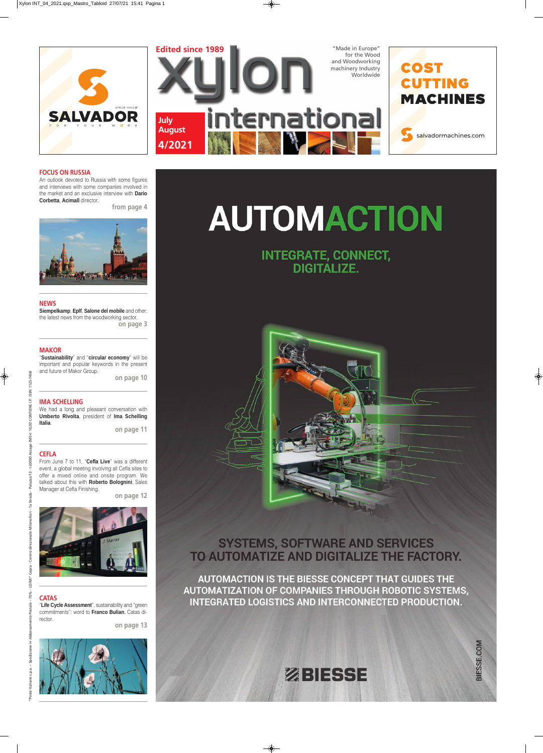Edited since 1989

# xylon international

"Made in Europe" for the Wood and Woodworking machinery Industry Worldwide

July August 4/2021

SALVADOR — SINCE 1982 — FOR YOUR WORK

COST CUTTING MACHINES

salvadormachines.com

## FOCUS ON RUSSIA

An outlook devoted to Russia with some figures and interviews with some companies involved in the market and an exclusive interview with **Dario Corbetta**, **Acimall** director.

from page 4

## NEWS

**Siempelkamp**, **Eplf**, **Salone del mobile** and other: the latest news from the woodworking sector.

on page 3

## MAKOR

"**Sustainability**" and "**circular economy**" will be important and popular keywords in the present and future of Makor Group.

on page 10

## IMA SCHELLING

We had a long and pleasant conversation with **Umberto Rivolta**, president of **Ima Schelling Italia**.

on page 11

## CEFLA

From June 7 to 11, "**Cefla Live**" was a different event, a global meeting involving all Cefla sites to offer a mixed online and onsite program. We talked about this with **Roberto Bolognini**, Sales Manager at Cefla Finishing.

on page 12

## CATAS

"**Life Cycle Assessment**", sustainability and "green commitments": word to **Franco Bulian**, Catas director.

on page 13

# AUTOMACTION

## INTEGRATE, CONNECT, DIGITALIZE.

SYSTEMS, SOFTWARE AND SERVICES TO AUTOMATIZE AND DIGITALIZE THE FACTORY.

AUTOMACTION IS THE BIESSE CONCEPT THAT GUIDES THE AUTOMATIZATION OF COMPANIES THROUGH ROBOTIC SYSTEMS, INTEGRATED LOGISTICS AND INTERCONNECTED PRODUCTION.

BIESSE

BIESSE.COM

"Poste Italiane s.p.a. – Spedizione in Abbonamento Postale – 70% - LO/MI" Cepra - Centro direzionale Milanofiori - 1a Strada - Palazzo F3 - I-20090 Assago (MI) € 10,00 CONTIENE I.P. ISSN 1125-7458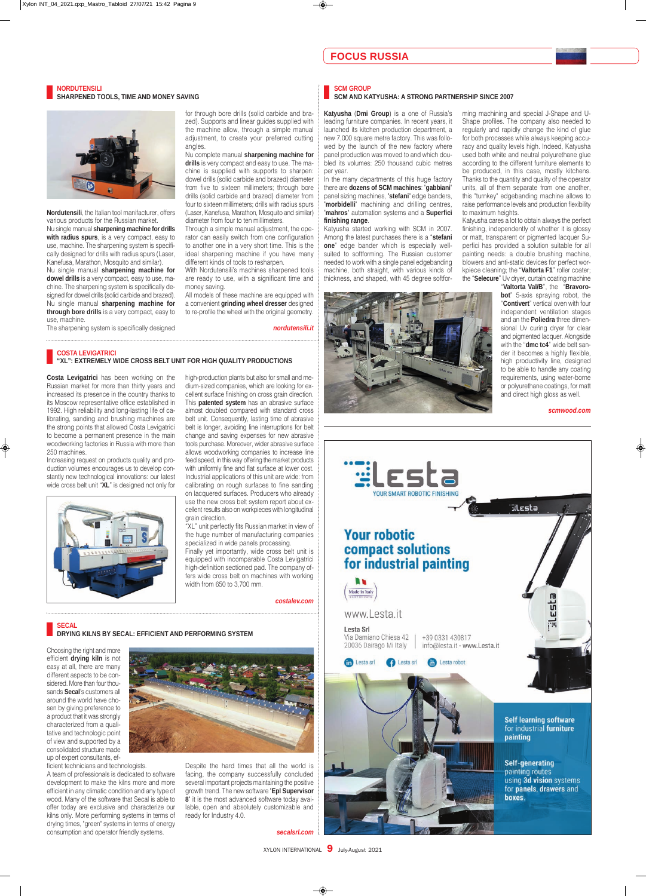# FOCUS RUSSIA

## NORDUTENSILI
### SHARPENED TOOLS, TIME AND MONEY SAVING

**Nordutensili**, the Italian tool manufacturer, offers various products for the Russian market.

Nu single manual **sharpening machine for drills with radius spurs**, is a very compact, easy to use, machine. The sharpening system is specifically designed for drills with radius spurs (Laser, Kanefusa, Marathon, Mosquito and similar).

Nu single manual **sharpening machine for dowel drills** is a very compact, easy to use, machine. The sharpening system is specifically designed for dowel drills (solid carbide and brazed).

Nu single manual **sharpening machine for through bore drills** is a very compact, easy to use, machine.

The sharpening system is specifically designed for through bore drills (solid carbide and brazed). Supports and linear guides supplied with the machine allow, through a simple manual adjustment, to create your preferred cutting angles.

Nu complete manual **sharpening machine for drills** is very compact and easy to use. The machine is supplied with supports to sharpen: dowel drills (solid carbide and brazed) diameter from five to sixteen millimeters; through bore drills (solid carbide and brazed) diameter from four to sixteen millimeters; drills with radius spurs (Laser, Kanefusa, Marathon, Mosquito and similar) diameter from four to ten millimeters.

Through a simple manual adjustment, the operator can easily switch from one configuration to another in a very short time. This is the ideal sharpening machine if you have many different kinds of tools to resharpen.

With Nordutensili's machines sharpened tools are ready to use, with a significant time and money saving.

All models of these machine are equipped with a convenient **grinding wheel dresser** designed to re-profile the wheel with the original geometry.

*nordutensili.it*

## COSTA LEVIGATRICI
### "XL": EXTREMELY WIDE CROSS BELT UNIT FOR HIGH QUALITY PRODUCTIONS

**Costa Levigatrici** has been working on the Russian market for more than thirty years and increased its presence in the country thanks to its Moscow representative office established in 1992. High reliability and long-lasting life of calibrating, sanding and brushing machines are the strong points that allowed Costa Levigatrici to become a permanent presence in the main woodworking factories in Russia with more than 250 machines.

Increasing request on products quality and production volumes encourages us to develop constantly new technological innovations: our latest wide cross belt unit "**XL**" is designed not only for high-production plants but also for small and medium-sized companies, which are looking for excellent surface finishing on cross grain direction.

This **patented system** has an abrasive surface almost doubled compared with standard cross belt unit. Consequently, lasting time of abrasive belt is longer, avoiding line interruptions for belt change and saving expenses for new abrasive tools purchase. Moreover, wider abrasive surface allows woodworking companies to increase line feed speed, in this way offering the market products with uniformly fine and flat surface at lower cost.

Industrial applications of this unit are wide: from calibrating on rough surfaces to fine sanding on lacquered surfaces. Producers who already use the new cross belt system report about excellent results also on workpieces with longitudinal grain direction.

"XL" unit perfectly fits Russian market in view of the huge number of manufacturing companies specialized in wide panels processing.

Finally yet importantly, wide cross belt unit is equipped with incomparable Costa Levigatrici high-definition sectioned pad. The company offers wide cross belt on machines with working width from 650 to 3,700 mm.

*costalev.com*

## SECAL
### DRYING KILNS BY SECAL: EFFICIENT AND PERFORMING SYSTEM

Choosing the right and more efficient **drying kiln** is not easy at all, there are many different aspects to be considered. More than four thousands **Secal**'s customers all around the world have chosen by giving preference to a product that it was strongly characterized from a qualitative and technologic point of view and supported by a consolidated structure made up of expert consultants, efficient technicians and technologists.

A team of professionals is dedicated to software development to make the kilns more and more efficient in any climatic condition and any type of wood. Many of the software that Secal is able to offer today are exclusive and characterize our kilns only. More performing systems in terms of drying times, "green" systems in terms of energy consumption and operator friendly systems.

Despite the hard times that all the world is facing, the company successfully concluded several important projects maintaining the positive growth trend. The new software '**Epl Supervisor 8**' it is the most advanced software today available, open and absolutely customizable and ready for Industry 4.0.

*secalsrl.com*

## SCM GROUP
### SCM AND KATYUSHA: A STRONG PARTNERSHIP SINCE 2007

**Katyusha** (**Dmi Group**) is a one of Russia's leading furniture companies. In recent years, it launched its kitchen production department, a new 7,000 square metre factory. This was followed by the launch of the new factory where panel production was moved to and which doubled its volumes: 250 thousand cubic metres per year.

In the many departments of this huge factory there are **dozens of SCM machines**: '**gabbiani**' panel sizing machines, '**stefani**' edge banders, '**morbidelli**' machining and drilling centres, '**mahros**' automation systems and a **Superfici finishing range**.

Katyusha started working with SCM in 2007. Among the latest purchases there is a "**stefani one**" edge bander which is especially well-suited to softforming. The Russian customer needed to work with a single panel edgebanding machine, both straight, with various kinds of thickness, and shaped, with 45 degree softforming machining and special J-Shape and U-Shape profiles. The company also needed to regularly and rapidly change the kind of glue for both processes while always keeping accuracy and quality levels high. Indeed, Katyusha used both white and neutral polyurethane glue according to the different furniture elements to be produced, in this case, mostly kitchens. Thanks to the quantity and quality of the operator units, all of them separate from one another, this "turnkey" edgebanding machine allows to raise performance levels and production flexibility to maximum heights.

Katyusha cares a lot to obtain always the perfect finishing, independently of whether it is glossy or matt, transparent or pigmented lacquer Superfici has provided a solution suitable for all painting needs: a double brushing machine, blowers and anti-static devices for perfect workpiece cleaning; the "**Valtorta F1**" roller coater; the "**Selecure**" Uv dryer, curtain coating machine "**Valtorta Val/B**", the "**Bravorobot**" 5-axis spraying robot, the "**Contivert**" vertical oven with four independent ventilation stages and an the **Poliedra** three dimensional Uv curing dryer for clear and pigmented lacquer. Alongside with the "**dmc tc4**" wide belt sander it becomes a highly flexible, high productivity line, designed to be able to handle any coating requirements, using water-borne or polyurethane coatings, for matt and direct high gloss as well.

*scmwood.com*

---

**Lesta**
YOUR SMART ROBOTIC FINISHING

**Your robotic compact solutions for industrial painting**

Made in Italy

www.Lesta.it

**Lesta Srl**
Via Damiano Chiesa 42
20036 Dairago Mi Italy
+39 0331 430817
info@lesta.it - www.Lesta.it

Lesta srl · Lesta srl · Lesta robot

**Self learning software for industrial furniture painting**

**Self-generating painting routes using 3d vision systems for panels, drawers and boxes.**